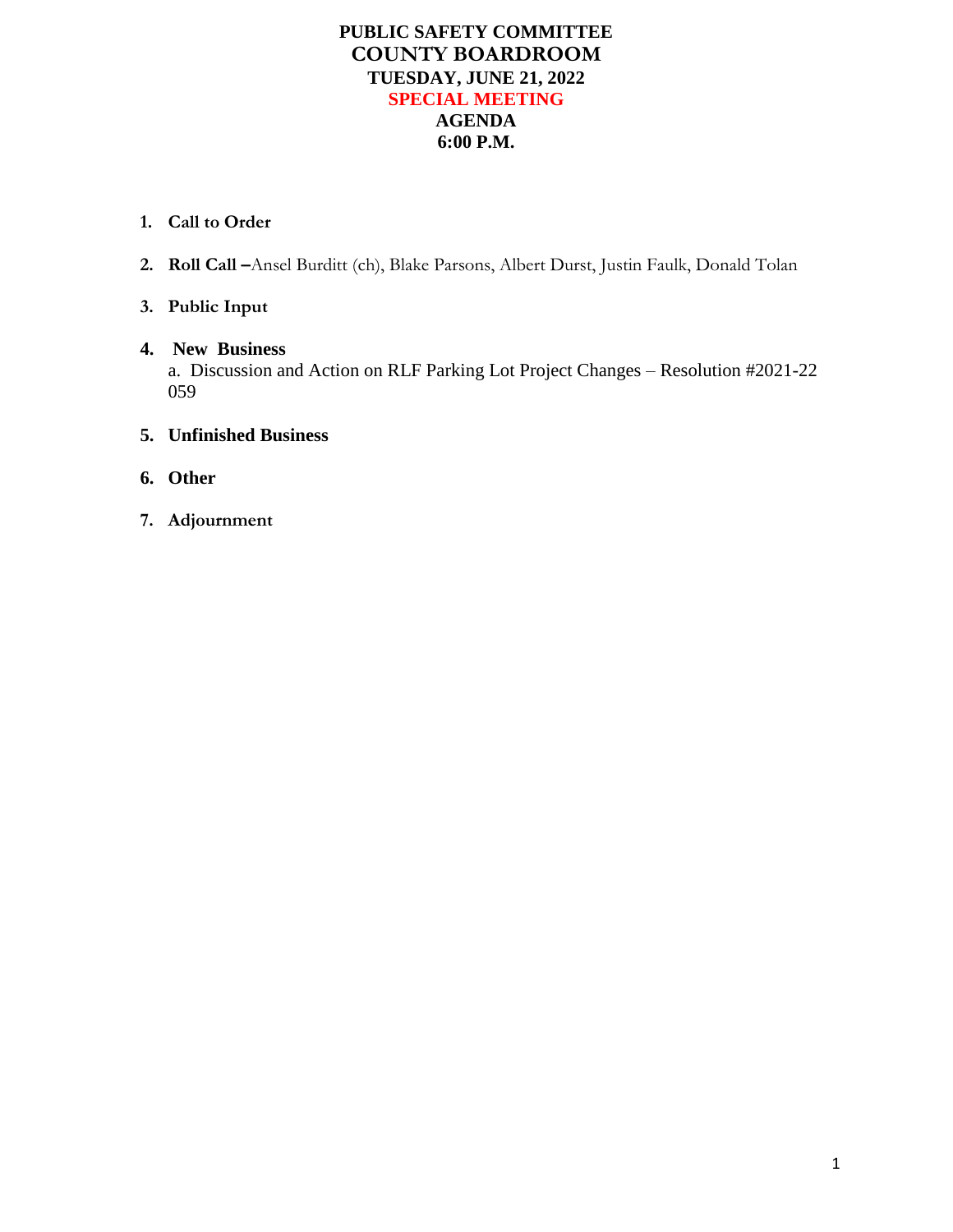# PUBLIC SAFETY COMMITTEE
## COUNTY BOARDROOM
### TUESDAY, JUNE 21, 2022
### SPECIAL MEETING
### AGENDA
### 6:00 P.M.

1. **Call to Order**
2. **Roll Call –** Ansel Burditt (ch), Blake Parsons, Albert Durst, Justin Faulk, Donald Tolan
3. **Public Input**
4. **New Business**
   a. Discussion and Action on RLF Parking Lot Project Changes – Resolution #2021-22 059
5. **Unfinished Business**
6. **Other**
7. **Adjournment**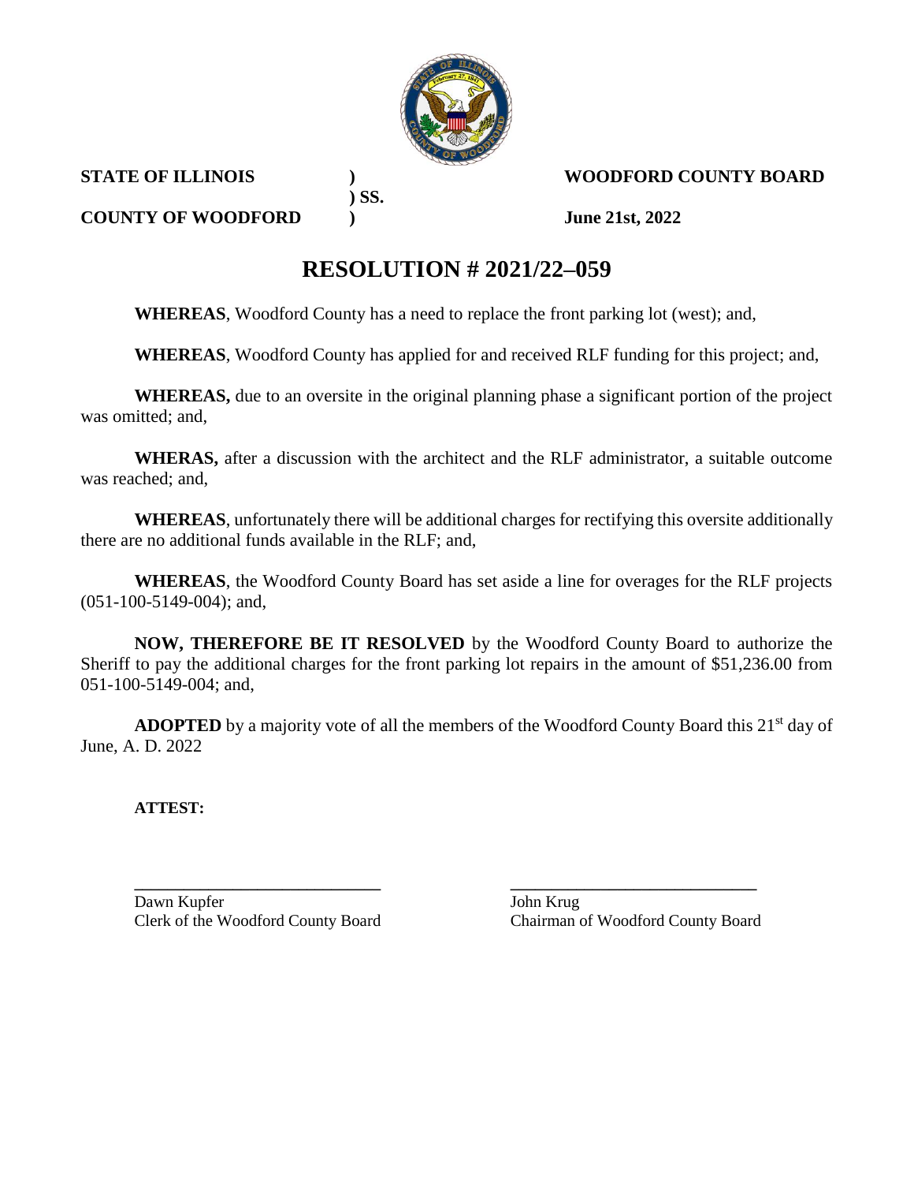**STATE OF ILLINOIS )**
**) SS.**
**COUNTY OF WOODFORD )**

**WOODFORD COUNTY BOARD**

**June 21st, 2022**

# RESOLUTION # 2021/22–059

**WHEREAS**, Woodford County has a need to replace the front parking lot (west); and,

**WHEREAS**, Woodford County has applied for and received RLF funding for this project; and,

**WHEREAS,** due to an oversite in the original planning phase a significant portion of the project was omitted; and,

**WHERAS,** after a discussion with the architect and the RLF administrator, a suitable outcome was reached; and,

**WHEREAS**, unfortunately there will be additional charges for rectifying this oversite additionally there are no additional funds available in the RLF; and,

**WHEREAS**, the Woodford County Board has set aside a line for overages for the RLF projects (051-100-5149-004); and,

**NOW, THEREFORE BE IT RESOLVED** by the Woodford County Board to authorize the Sheriff to pay the additional charges for the front parking lot repairs in the amount of $51,236.00 from 051-100-5149-004; and,

**ADOPTED** by a majority vote of all the members of the Woodford County Board this 21st day of June, A. D. 2022

**ATTEST:**

Dawn Kupfer
Clerk of the Woodford County Board

John Krug
Chairman of Woodford County Board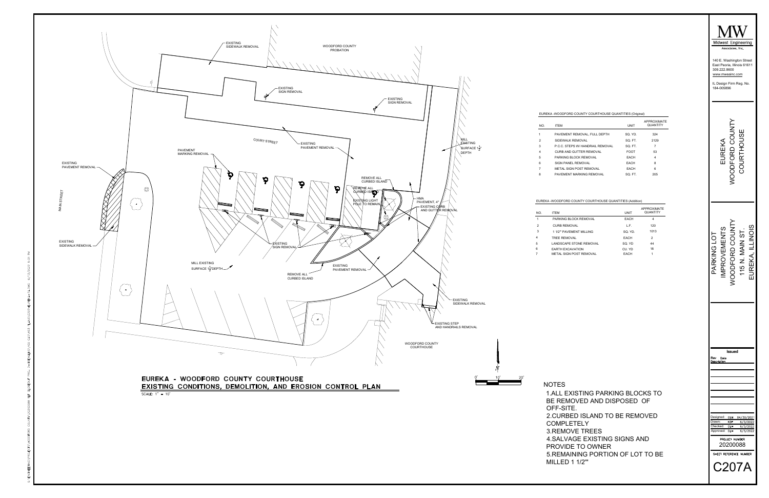# EUREKA - WOODFORD COUNTY COURTHOUSE

## EXISTING CONDITIONS, DEMOLITION, AND EROSION CONTROL PLAN

SCALE: 1" = 10'

EXISTING SIDEWALK REMOVAL

WOODFORD COUNTY PROBATION

EXISTING SIGN REMOVAL

EXISTING SIGN REMOVAL

COURT STREET

EXISTING PAVEMENT REMOVAL

PAVEMENT MARKING REMOVAL

MILL EXISTING SURFACE 1½" DEPTH

EXISTING PAVEMENT REMOVAL

MAIN STREET

REMOVE ALL CURBED ISLAND

REMOVE ALL CURBED ISLAND

EXISTING LIGHT POLE TO REMAIN

HMA PAVEMENT, 4"

EXISTING CURB AND GUTTER REMOVAL

EXISTING SIDEWALK REMOVAL

EXISTING SIGN REMOVAL

MILL EXISTING SURFACE 1½" DEPTH

REMOVE ALL CURBED ISLAND

EXISTING PAVEMENT REMOVAL

EXISTING SIDEWALK REMOVAL

EXISTING STEP AND HANDRAILS REMOVAL

WOODFORD COUNTY COURTHOUSE

N

0' 10' 20'

EUREKA -WOODFORD COUNTY COURTHOUSE QUANTITIES (Original)

| NO. | ITEM | UNIT | APPROXIMATE QUANTITY |
|---|---|---|---|
| 1 | PAVEMENT REMOVAL, FULL DEPTH | SQ. YD. | 324 |
| 2 | SIDEWALK REMOVAL | SQ. FT. | 2129 |
| 3 | P.C.C. STEPS W/ HANDRAIL REMOVAL | SQ. FT. | 7 |
| 4 | CURB AND GUTTER REMOVAL | FOOT | 53 |
| 5 | PARKING BLOCK REMOVAL | EACH | 4 |
| 6 | SIGN PANEL REMOVAL | EACH | 8 |
| 7 | METAL SIGN POST REMOVAL | EACH | 6 |
| 8 | PAVEMENT MARKING REMOVAL | SQ. FT. | 205 |

EUREKA -WOODFORD COUNTY COURTHOUSE QUANTITIES (Addition)

| NO. | ITEM | UNIT | APPROXIMATE QUANTITY |
|---|---|---|---|
| 1 | PARKING BLOCK REMOVAL | EACH | 4 |
| 2 | CURB REMOVAL | L.F. | 120 |
| 3 | 1 1/2" PAVEMENT MILLING | SQ. YD. | 1013 |
| 4 | TREE REMOVAL | EACH | 2 |
| 5 | LANDSCAPE STONE REMOVAL | SQ. YD | 44 |
| 6 | EARTH EXCAVATION | CU. YD | 18 |
| 7 | METAL SIGN POST REMOVAL | EACH | 1 |

## NOTES

1. ALL EXISTING PARKING BLOCKS TO BE REMOVED AND DISPOSED OF OFF-SITE.
2. CURBED ISLAND TO BE REMOVED COMPLETELY
3. REMOVE TREES
4. SALVAGE EXISTING SIGNS AND PROVIDE TO OWNER
5. REMAINING PORTION OF LOT TO BE MILLED 1 1/2""

MW
Midwest Engineering Associates, Inc.

140 E. Washington Street
East Peoria, Illinois 61611
309.222.8600
www.mweainc.com

IL Design Firm Reg. No. 184-005896

EUREKA WOODFORD COUNTY COURTHOUSE

PARKING LOT IMPROVEMENTS WOODFORD COUNTY 115 N. MAIN ST. EUREKA, ILLINOIS

Issued

Rev Date Description

| | | |
|---|---|---|
| Designed: | DLH | 04/30/2021 |
| Drawn: | KBP | 6/3/2022 |
| Checked: | DLH | 6/3/2022 |
| Approved: | DLH | 6/3/2022 |

PROJECT NUMBER
20200088

SHEET REFERENCE NUMBER
C207A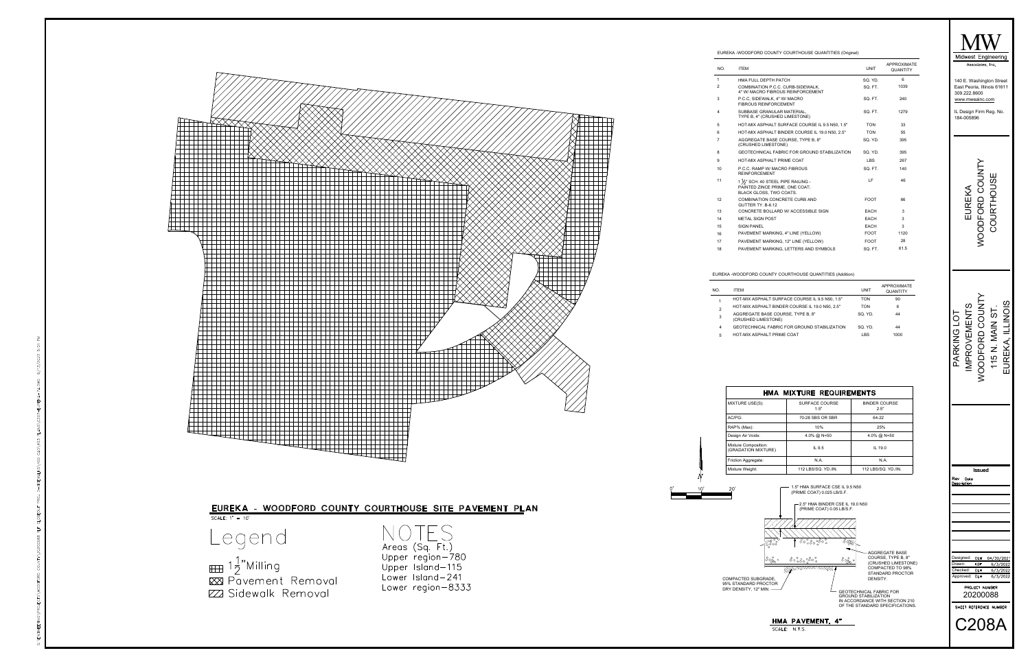# EUREKA - WOODFORD COUNTY COURTHOUSE SITE PAVEMENT PLAN

SCALE: 1" = 10'

## Legend

- $1\frac{1}{2}$" Milling
- Pavement Removal
- Sidewalk Removal

## NOTES

Areas (Sq. Ft.)
Upper region–780
Upper Island–115
Lower Island–241
Lower region–8333

EUREKA -WOODFORD COUNTY COURTHOUSE QUANTITIES (Original)

| NO. | ITEM | UNIT | APPROXIMATE QUANTITY |
|---|---|---|---|
| 1 | HMA FULL DEPTH PATCH | SQ. YD. | 6 |
| 2 | COMBINATION P.C.C. CURB-SIDEWALK, 4" W/ MACRO FIBROUS REINFORCEMENT | SQ. FT. | 1039 |
| 3 | P.C.C. SIDEWALK, 4" W/ MACRO FIBROUS REINFORCEMENT | SQ. FT. | 240 |
| 4 | SUBBASE GRANULAR MATERIAL, TYPE B, 4" (CRUSHED LIMESTONE) | SQ. FT. | 1279 |
| 5 | HOT-MIX ASPHALT SURFACE COURSE IL 9.5 N50, 1.5" | TON | 33 |
| 6 | HOT-MIX ASPHALT BINDER COURSE IL 19.0 N50, 2.5" | TON | 55 |
| 7 | AGGREGATE BASE COURSE, TYPE B, 8" (CRUSHED LIMESTONE) | SQ. YD. | 395 |
| 8 | GEOTECHNICAL FABRIC FOR GROUND STABILIZATION | SQ. YD. | 395 |
| 9 | HOT-MIX ASPHALT PRIME COAT | LBS | 267 |
| 10 | P.C.C. RAMP W/ MACRO FIBROUS REINFORCEMENT | SQ. FT. | 140 |
| 11 | $1\frac{1}{2}$" SCH. 40 STEEL PIPE RAILING - PAINTED ZINCE PRIME, ONE COAT; BLACK GLOSS, TWO COATS | LF | 46 |
| 12 | COMBINATION CONCRETE CURB AND GUTTER TY. B-6.12 | FOOT | 66 |
| 13 | CONCRETE BOLLARD W/ ACCESSIBLE SIGN | EACH | 3 |
| 14 | METAL SIGN POST | EACH | 3 |
| 15 | SIGN PANEL | EACH | 3 |
| 16 | PAVEMENT MARKING, 4" LINE (YELLOW) | FOOT | 1120 |
| 17 | PAVEMENT MARKING, 12" LINE (YELLOW) | FOOT | 28 |
| 18 | PAVEMENT MARKING, LETTERS AND SYMBOLS | SQ. FT. | 61.5 |

EUREKA -WOODFORD COUNTY COURTHOUSE QUANTITIES (Addition)

| NO. | ITEM | UNIT | APPROXIMATE QUANTITY |
|---|---|---|---|
| 1 | HOT-MIX ASPHALT SURFACE COURSE IL 9.5 N50, 1.5" | TON | 90 |
| 2 | HOT-MIX ASPHALT BINDER COURSE IL 19.0 N50, 2.5" | TON | 6 |
| 3 | AGGREGATE BASE COURSE, TYPE B, 8" (CRUSHED LIMESTONE) | SQ. YD. | 44 |
| 4 | GEOTECHNICAL FABRIC FOR GROUND STABILIZATION | SQ. YD. | 44 |
| 5 | HOT-MIX ASPHALT PRIME COAT | LBS | 1000 |

### HMA MIXTURE REQUIREMENTS

| MIXTURE USE(S): | SURFACE COURSE 1.5" | BINDER COURSE 2.5" |
|---|---|---|
| AC/PG: | 70-28 SBS OR SBR | 64-22 |
| RAP% (Max): | 10% | 25% |
| Design Air Voids: | 4.0% @ N=50 | 4.0% @ N=50 |
| Mixture Composition: (GRADATION MIXTURE) | IL 9.5 | IL 19.0 |
| Friction Aggregate: | N.A. | N.A. |
| Mixture Weight: | 112 LBS/SQ. YD./IN. | 112 LBS/SQ. YD./IN. |

- 1.5" HMA SURFACE CSE IL 9.5 N50 (PRIME COAT) 0.025 LB/S.F.
- 2.5" HMA BINDER CSE IL 19.0 N50 (PRIME COAT) 0.05 LB/S.F.
- AGGREGATE BASE COURSE, TYPE B, 8" (CRUSHED LIMESTONE) COMPACTED TO 98% STANDARD PROCTOR DENSITY.
- COMPACTED SUBGRADE, 95% STANDARD PROCTOR DRY DENSITY, 12" MIN.
- GEOTECHNICAL FABRIC FOR GROUND STABILIZATION IN ACCORDANCE WITH SECTION 210 OF THE STANDARD SPECIFICATIONS.

### HMA PAVEMENT, 4"

SCALE: N.T.S.

0' 10' 20'

N

**MW** Midwest Engineering Associates, Inc.

140 E. Washington Street
East Peoria, Illinois 61611
309.222.8600
www.mweainc.com

IL Design Firm Reg. No. 184-005896

EUREKA WOODFORD COUNTY COURTHOUSE

PARKING LOT IMPROVEMENTS WOODFORD COUNTY 115 N. MAIN ST. EUREKA, ILLINOIS

Issued

Rev Date Description

| | | |
|---|---|---|
| Designed: | DLH | 04/30/2021 |
| Drawn: | KBP | 6/3/2022 |
| Checked: | DLH | 6/3/2022 |
| Approved: | DLH | 6/3/2022 |

PROJECT NUMBER 20200088

SHEET REFERENCE NUMBER

C208A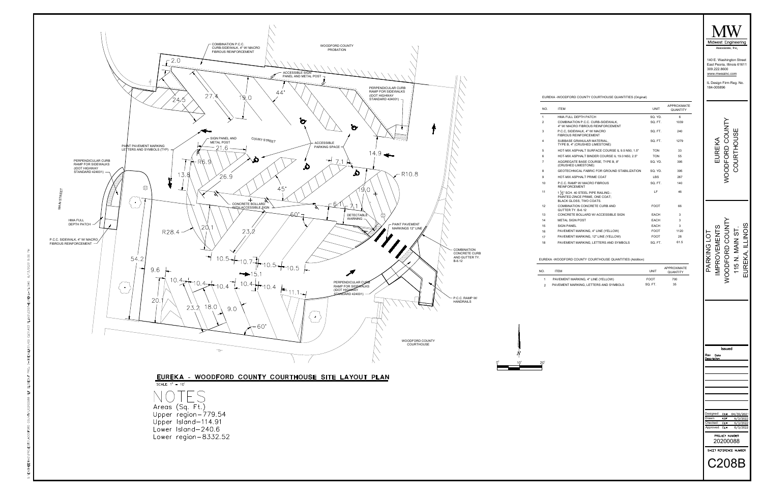# EUREKA - WOODFORD COUNTY COURTHOUSE SITE LAYOUT PLAN

SCALE: 1" = 10'

## NOTES

Areas (Sq. Ft.)
Upper region–779.54
Upper Island–114.91
Lower Island–240.6
Lower region–8332.52

### EUREKA -WOODFORD COUNTY COURTHOUSE QUANTITIES (Original)

| NO. | ITEM | UNIT | APPROXIMATE QUANTITY |
|---|---|---|---|
| 1 | HMA FULL DEPTH PATCH | SQ. YD. | 6 |
| 2 | COMBINATION P.C.C. CURB-SIDEWALK, 4" W/ MACRO FIBROUS REINFORCEMENT | SQ. FT. | 1039 |
| 3 | P.C.C. SIDEWALK, 4" W/ MACRO FIBROUS REINFORCEMENT | SQ. FT. | 240 |
| 4 | SUBBASE GRANULAR MATERIAL, TYPE B, 4" (CRUSHED LIMESTONE) | SQ. FT. | 1279 |
| 5 | HOT-MIX ASPHALT SURFACE COURSE IL 9.5 N50, 1.5" | TON | 33 |
| 6 | HOT-MIX ASPHALT BINDER COURSE IL 19.0 N50, 2.5" | TON | 55 |
| 7 | AGGREGATE BASE COURSE, TYPE B, 8" (CRUSHED LIMESTONE) | SQ. YD. | 395 |
| 8 | GEOTECHNICAL FABRIC FOR GROUND STABILIZATION | SQ. YD. | 395 |
| 9 | HOT-MIX ASPHALT PRIME COAT | LBS | 267 |
| 10 | P.C.C. RAMP W/ MACRO FIBROUS REINFORCEMENT | SQ. FT. | 140 |
| 11 | 1 ½" SCH. 40 STEEL PIPE RAILING - PAINTED ZINCE PRIME, ONE COAT; BLACK GLOSS, TWO COATS. | LF | 46 |
| 12 | COMBINATION CONCRETE CURB AND GUTTER TY. B-6.12 | FOOT | 66 |
| 13 | CONCRETE BOLLARD W/ ACCESSIBLE SIGN | EACH | 3 |
| 14 | METAL SIGN POST | EACH | 3 |
| 15 | SIGN PANEL | EACH | 3 |
| 16 | PAVEMENT MARKING, 4" LINE (YELLOW) | FOOT | 1120 |
| 17 | PAVEMENT MARKING, 12" LINE (YELLOW) | FOOT | 28 |
| 18 | PAVEMENT MARKING, LETTERS AND SYMBOLS | SQ. FT. | 61.5 |

### EUREKA -WOODFORD COUNTY COURTHOUSE QUANTITIES (Addition)

| NO. | ITEM | UNIT | APPROXIMATE QUANTITY |
|---|---|---|---|
| 1 | PAVEMENT MARKING, 4" LINE (YELLOW) | FOOT | 700 |
| 2 | PAVEMENT MARKING, LETTERS AND SYMBOLS | SQ. FT. | 35 |

**MW** Midwest Engineering Associates, Inc.
140 E. Washington Street
East Peoria, Illinois 61611
309.222.8600
www.mweainc.com

IL Design Firm Reg. No. 184-005896

EUREKA
WOODFORD COUNTY
COURTHOUSE

PARKING LOT
IMPROVEMENTS
WOODFORD COUNTY
115 N. MAIN ST.
EUREKA, ILLINOIS

Issued
Rev Date Description

| | | |
|---|---|---|
| Designed: | DLH | 04/30/2021 |
| Drawn: | KBP | 6/3/2022 |
| Checked: | DLH | 6/3/2022 |
| Approved: | DLH | 6/3/2022 |

PROJECT NUMBER
20200088

SHEET REFERENCE NUMBER
C208B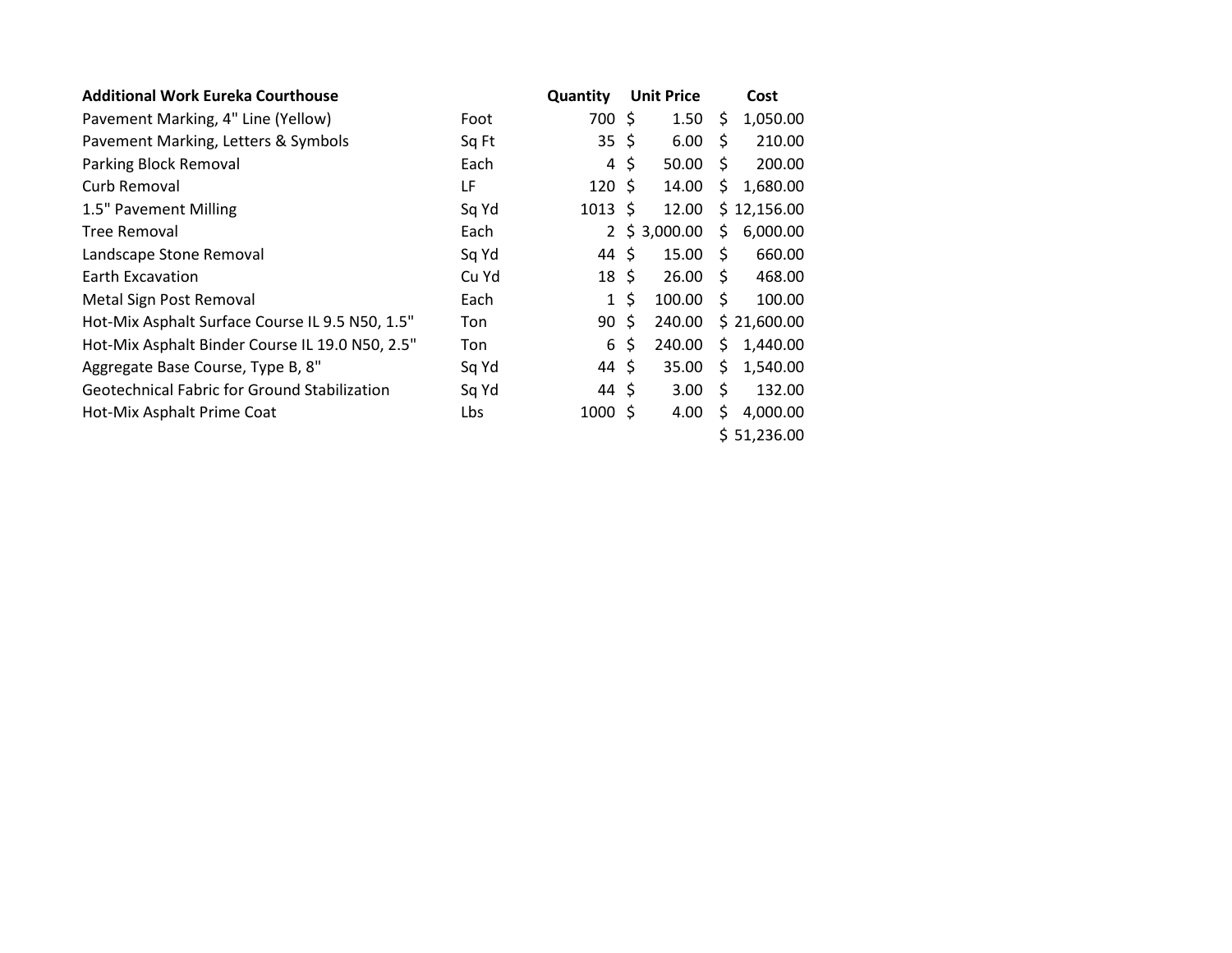| Additional Work Eureka Courthouse | | Quantity | Unit Price | Cost |
|---|---|---|---|---|
| Pavement Marking, 4" Line (Yellow) | Foot | 700 | $ 1.50 | $ 1,050.00 |
| Pavement Marking, Letters & Symbols | Sq Ft | 35 | $ 6.00 | $ 210.00 |
| Parking Block Removal | Each | 4 | $ 50.00 | $ 200.00 |
| Curb Removal | LF | 120 | $ 14.00 | $ 1,680.00 |
| 1.5" Pavement Milling | Sq Yd | 1013 | $ 12.00 | $ 12,156.00 |
| Tree Removal | Each | 2 | $ 3,000.00 | $ 6,000.00 |
| Landscape Stone Removal | Sq Yd | 44 | $ 15.00 | $ 660.00 |
| Earth Excavation | Cu Yd | 18 | $ 26.00 | $ 468.00 |
| Metal Sign Post Removal | Each | 1 | $ 100.00 | $ 100.00 |
| Hot-Mix Asphalt Surface Course IL 9.5 N50, 1.5" | Ton | 90 | $ 240.00 | $ 21,600.00 |
| Hot-Mix Asphalt Binder Course IL 19.0 N50, 2.5" | Ton | 6 | $ 240.00 | $ 1,440.00 |
| Aggregate Base Course, Type B, 8" | Sq Yd | 44 | $ 35.00 | $ 1,540.00 |
| Geotechnical Fabric for Ground Stabilization | Sq Yd | 44 | $ 3.00 | $ 132.00 |
| Hot-Mix Asphalt Prime Coat | Lbs | 1000 | $ 4.00 | $ 4,000.00 |
| | | | | $ 51,236.00 |